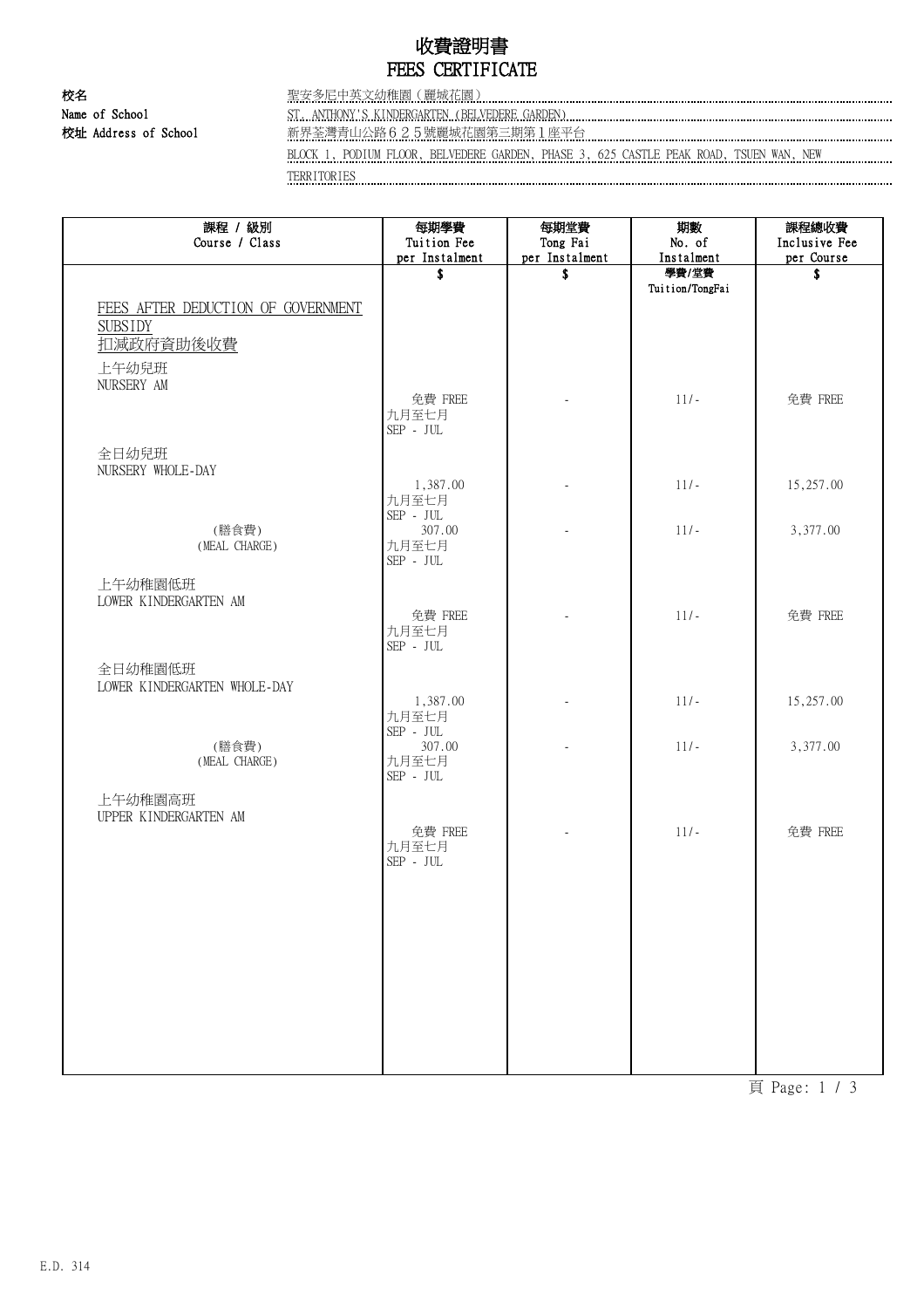# 收費證明書
# FEES CERTIFICATE

**校名**
**Name of School**: 聖安多尼中英文幼稚園（麗城花園）
ST. ANTHONY'S KINDERGARTEN (BELVEDERE GARDEN)

**校址 Address of School**: 新界荃灣青山公路６２５號麗城花園第三期第１座平台
BLOCK 1, PODIUM FLOOR, BELVEDERE GARDEN, PHASE 3, 625 CASTLE PEAK ROAD, TSUEN WAN, NEW TERRITORIES

| 課程 / 級別<br>Course / Class | 每期學費<br>Tuition Fee<br>per Instalment<br>$ | 每期堂費<br>Tong Fai<br>per Instalment<br>$ | 期數<br>No. of<br>Instalment<br>學費/堂費<br>Tuition/TongFai | 課程總收費<br>Inclusive Fee<br>per Course<br>$ |
|---|---|---|---|---|
| FEES AFTER DEDUCTION OF GOVERNMENT SUBSIDY<br>扣減政府資助後收費 | | | | |
| 上午幼兒班<br>NURSERY AM | 免費 FREE<br>九月至七月<br>SEP - JUL | - | 11/- | 免費 FREE |
| 全日幼兒班<br>NURSERY WHOLE-DAY | 1,387.00<br>九月至七月<br>SEP - JUL | - | 11/- | 15,257.00 |
| (膳食費)<br>(MEAL CHARGE) | 307.00<br>九月至七月<br>SEP - JUL | - | 11/- | 3,377.00 |
| 上午幼稚園低班<br>LOWER KINDERGARTEN AM | 免費 FREE<br>九月至七月<br>SEP - JUL | - | 11/- | 免費 FREE |
| 全日幼稚園低班<br>LOWER KINDERGARTEN WHOLE-DAY | 1,387.00<br>九月至七月<br>SEP - JUL | - | 11/- | 15,257.00 |
| (膳食費)<br>(MEAL CHARGE) | 307.00<br>九月至七月<br>SEP - JUL | - | 11/- | 3,377.00 |
| 上午幼稚園高班<br>UPPER KINDERGARTEN AM | 免費 FREE<br>九月至七月<br>SEP - JUL | - | 11/- | 免費 FREE |

E.D. 314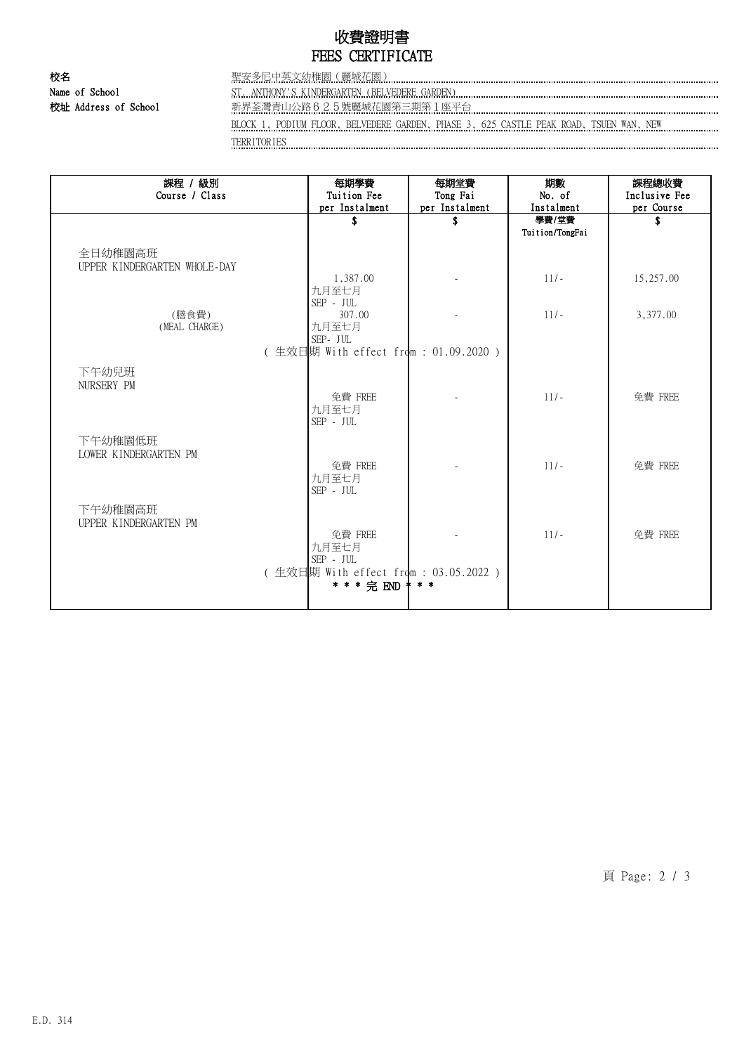# 收費證明書
# FEES CERTIFICATE

**校名**
**Name of School**
聖安多尼中英文幼稚園（麗城花園）
ST. ANTHONY'S KINDERGARTEN (BELVEDERE GARDEN)

**校址 Address of School**
新界荃灣青山公路６２５號麗城花園第三期第１座平台
BLOCK 1, PODIUM FLOOR, BELVEDERE GARDEN, PHASE 3, 625 CASTLE PEAK ROAD, TSUEN WAN, NEW TERRITORIES

| 課程 / 級別<br>Course / Class | 每期學費<br>Tuition Fee<br>per Instalment<br>$ | 每期堂費<br>Tong Fai<br>per Instalment<br>$ | 期數<br>No. of<br>Instalment<br>學費/堂費<br>Tuition/TongFai | 課程總收費<br>Inclusive Fee<br>per Course<br>$ |
|---|---|---|---|---|
| 全日幼稚園高班<br>UPPER KINDERGARTEN WHOLE-DAY | 1,387.00<br>九月至七月<br>SEP - JUL | - | 11/- | 15,257.00 |
| (膳食費)<br>(MEAL CHARGE) | 307.00<br>九月至七月<br>SEP- JUL | - | 11/- | 3,377.00 |
| ( 生效日期 With effect from : 01.09.2020 ) | | | | |
| 下午幼兒班<br>NURSERY PM | 免費 FREE<br>九月至七月<br>SEP - JUL | - | 11/- | 免費 FREE |
| 下午幼稚園低班<br>LOWER KINDERGARTEN PM | 免費 FREE<br>九月至七月<br>SEP - JUL | - | 11/- | 免費 FREE |
| 下午幼稚園高班<br>UPPER KINDERGARTEN PM | 免費 FREE<br>九月至七月<br>SEP - JUL | - | 11/- | 免費 FREE |
| ( 生效日期 With effect from : 03.05.2022 ) | | | | |
| | * * * 完 END * * * | | | |

E.D. 314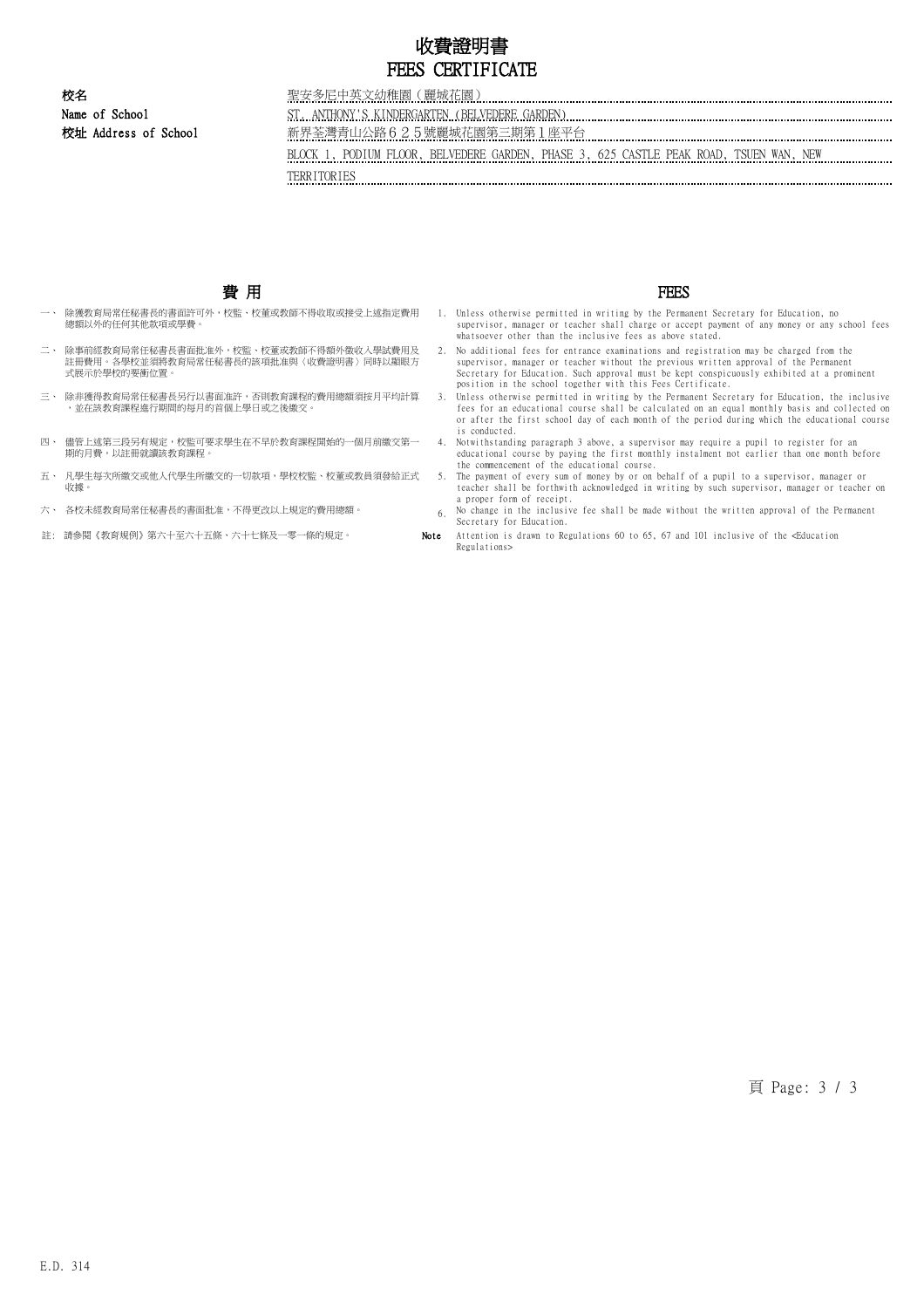# 收費證明書
# FEES CERTIFICATE

| | |
|---|---|
| **校名** | 聖安多尼中英文幼稚園（麗城花園） |
| **Name of School** | ST. ANTHONY'S KINDERGARTEN (BELVEDERE GARDEN) |
| **校址 Address of School** | 新界荃灣青山公路６２５號麗城花園第三期第１座平台 |
| | BLOCK 1, PODIUM FLOOR, BELVEDERE GARDEN, PHASE 3, 625 CASTLE PEAK ROAD, TSUEN WAN, NEW TERRITORIES |

## 費 用

一、 除獲教育局常任秘書長的書面許可外，校監、校董或教師不得收取或接受上述指定費用總額以外的任何其他款項或學費。

二、 除事前經教育局常任秘書長書面批准外，校監、校董或教師不得額外徵收入學試費用及註冊費用。各學校並須將教育局常任秘書長的該項批准與〈收費證明書〉同時以顯眼方式展示於學校的要衝位置。

三、 除非獲得教育局常任秘書長另行以書面准許，否則教育課程的費用總額須按月平均計算，並在該教育課程進行期間的每月的首個上學日或之後繳交。

四、 儘管上述第三段另有規定，校監可要求學生在不早於教育課程開始的一個月前繳交第一期的月費，以註冊就讀該教育課程。

五、 凡學生每次所繳交或他人代學生所繳交的一切款項，學校校監、校董或教員須發給正式收據。

六、 各校未經教育局常任秘書長的書面批准，不得更改以上規定的費用總額。

註： 請參閱《教育規例》第六十至六十五條、六十七條及一零一條的規定。

## FEES

1. Unless otherwise permitted in writing by the Permanent Secretary for Education, no supervisor, manager or teacher shall charge or accept payment of any money or any school fees whatsoever other than the inclusive fees as above stated.
2. No additional fees for entrance examinations and registration may be charged from the supervisor, manager or teacher without the previous written approval of the Permanent Secretary for Education. Such approval must be kept conspicuously exhibited at a prominent position in the school together with this Fees Certificate.
3. Unless otherwise permitted in writing by the Permanent Secretary for Education, the inclusive fees for an educational course shall be calculated on an equal monthly basis and collected on or after the first school day of each month of the period during which the educational course is conducted.
4. Notwithstanding paragraph 3 above, a supervisor may require a pupil to register for an educational course by paying the first monthly instalment not earlier than one month before the commencement of the educational course.
5. The payment of every sum of money by or on behalf of a pupil to a supervisor, manager or teacher shall be forthwith acknowledged in writing by such supervisor, manager or teacher on a proper form of receipt.
6. No change in the inclusive fee shall be made without the written approval of the Permanent Secretary for Education.

**Note** Attention is drawn to Regulations 60 to 65, 67 and 101 inclusive of the <Education Regulations>

E.D. 314